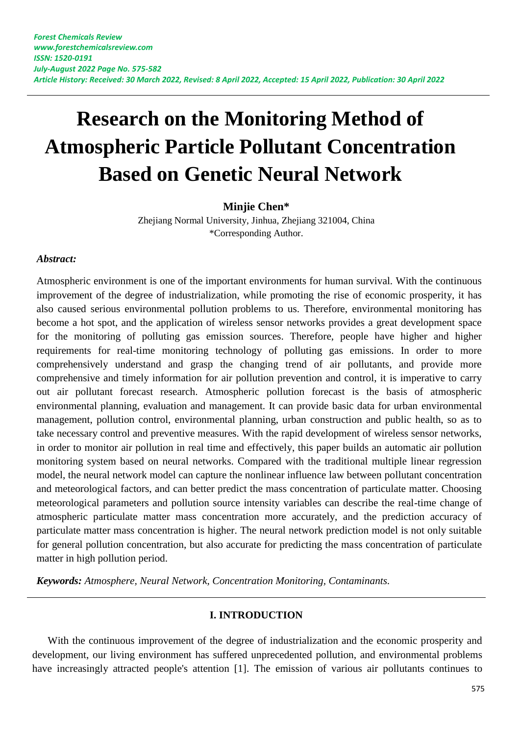# Research on the Monitoring Method of Atmospheric Particle Pollutant Concentration Based on Genetic Neural Network

**Minjie Chen***

Zhejiang Normal University, Jinhua, Zhejiang 321004, China

*Corresponding Author.

***Abstract:***

Atmospheric environment is one of the important environments for human survival. With the continuous improvement of the degree of industrialization, while promoting the rise of economic prosperity, it has also caused serious environmental pollution problems to us. Therefore, environmental monitoring has become a hot spot, and the application of wireless sensor networks provides a great development space for the monitoring of polluting gas emission sources. Therefore, people have higher and higher requirements for real-time monitoring technology of polluting gas emissions. In order to more comprehensively understand and grasp the changing trend of air pollutants, and provide more comprehensive and timely information for air pollution prevention and control, it is imperative to carry out air pollutant forecast research. Atmospheric pollution forecast is the basis of atmospheric environmental planning, evaluation and management. It can provide basic data for urban environmental management, pollution control, environmental planning, urban construction and public health, so as to take necessary control and preventive measures. With the rapid development of wireless sensor networks, in order to monitor air pollution in real time and effectively, this paper builds an automatic air pollution monitoring system based on neural networks. Compared with the traditional multiple linear regression model, the neural network model can capture the nonlinear influence law between pollutant concentration and meteorological factors, and can better predict the mass concentration of particulate matter. Choosing meteorological parameters and pollution source intensity variables can describe the real-time change of atmospheric particulate matter mass concentration more accurately, and the prediction accuracy of particulate matter mass concentration is higher. The neural network prediction model is not only suitable for general pollution concentration, but also accurate for predicting the mass concentration of particulate matter in high pollution period.

***Keywords:*** *Atmosphere, Neural Network, Concentration Monitoring, Contaminants.*

## I. INTRODUCTION

With the continuous improvement of the degree of industrialization and the economic prosperity and development, our living environment has suffered unprecedented pollution, and environmental problems have increasingly attracted people's attention [1]. The emission of various air pollutants continues to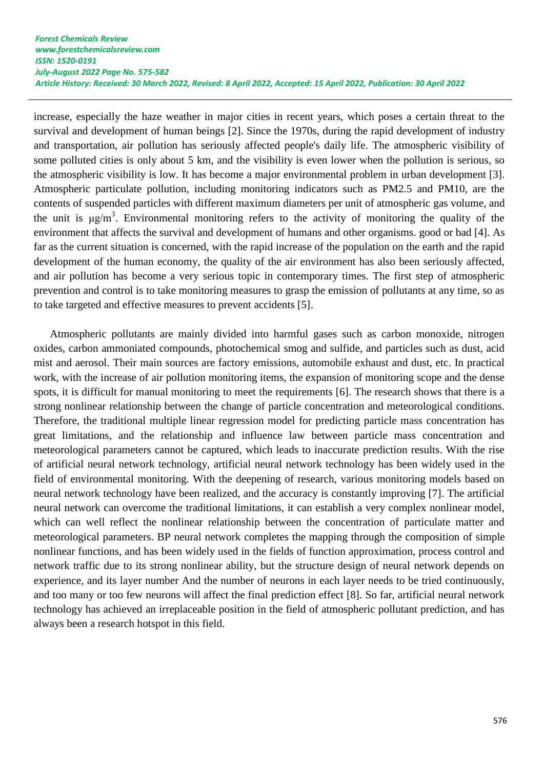increase, especially the haze weather in major cities in recent years, which poses a certain threat to the survival and development of human beings [2]. Since the 1970s, during the rapid development of industry and transportation, air pollution has seriously affected people's daily life. The atmospheric visibility of some polluted cities is only about 5 km, and the visibility is even lower when the pollution is serious, so the atmospheric visibility is low. It has become a major environmental problem in urban development [3]. Atmospheric particulate pollution, including monitoring indicators such as PM2.5 and PM10, are the contents of suspended particles with different maximum diameters per unit of atmospheric gas volume, and the unit is $\mu g/m^3$. Environmental monitoring refers to the activity of monitoring the quality of the environment that affects the survival and development of humans and other organisms. good or bad [4]. As far as the current situation is concerned, with the rapid increase of the population on the earth and the rapid development of the human economy, the quality of the air environment has also been seriously affected, and air pollution has become a very serious topic in contemporary times. The first step of atmospheric prevention and control is to take monitoring measures to grasp the emission of pollutants at any time, so as to take targeted and effective measures to prevent accidents [5].

Atmospheric pollutants are mainly divided into harmful gases such as carbon monoxide, nitrogen oxides, carbon ammoniated compounds, photochemical smog and sulfide, and particles such as dust, acid mist and aerosol. Their main sources are factory emissions, automobile exhaust and dust, etc. In practical work, with the increase of air pollution monitoring items, the expansion of monitoring scope and the dense spots, it is difficult for manual monitoring to meet the requirements [6]. The research shows that there is a strong nonlinear relationship between the change of particle concentration and meteorological conditions. Therefore, the traditional multiple linear regression model for predicting particle mass concentration has great limitations, and the relationship and influence law between particle mass concentration and meteorological parameters cannot be captured, which leads to inaccurate prediction results. With the rise of artificial neural network technology, artificial neural network technology has been widely used in the field of environmental monitoring. With the deepening of research, various monitoring models based on neural network technology have been realized, and the accuracy is constantly improving [7]. The artificial neural network can overcome the traditional limitations, it can establish a very complex nonlinear model, which can well reflect the nonlinear relationship between the concentration of particulate matter and meteorological parameters. BP neural network completes the mapping through the composition of simple nonlinear functions, and has been widely used in the fields of function approximation, process control and network traffic due to its strong nonlinear ability, but the structure design of neural network depends on experience, and its layer number And the number of neurons in each layer needs to be tried continuously, and too many or too few neurons will affect the final prediction effect [8]. So far, artificial neural network technology has achieved an irreplaceable position in the field of atmospheric pollutant prediction, and has always been a research hotspot in this field.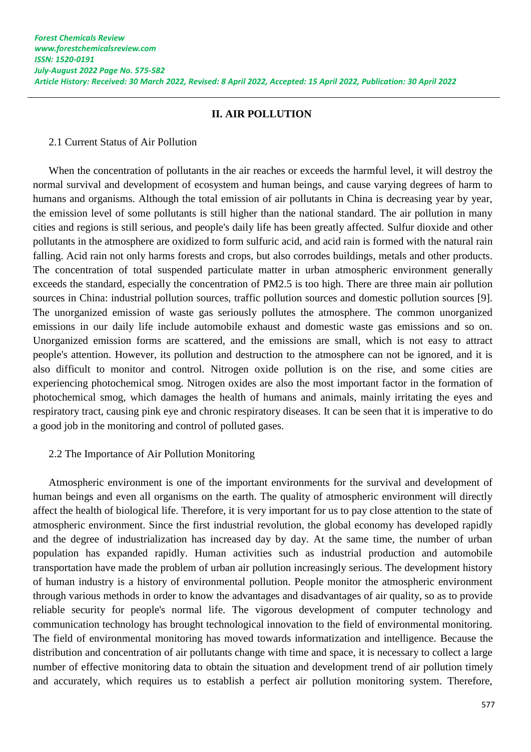## II. AIR POLLUTION

### 2.1 Current Status of Air Pollution

When the concentration of pollutants in the air reaches or exceeds the harmful level, it will destroy the normal survival and development of ecosystem and human beings, and cause varying degrees of harm to humans and organisms. Although the total emission of air pollutants in China is decreasing year by year, the emission level of some pollutants is still higher than the national standard. The air pollution in many cities and regions is still serious, and people's daily life has been greatly affected. Sulfur dioxide and other pollutants in the atmosphere are oxidized to form sulfuric acid, and acid rain is formed with the natural rain falling. Acid rain not only harms forests and crops, but also corrodes buildings, metals and other products. The concentration of total suspended particulate matter in urban atmospheric environment generally exceeds the standard, especially the concentration of PM2.5 is too high. There are three main air pollution sources in China: industrial pollution sources, traffic pollution sources and domestic pollution sources [9]. The unorganized emission of waste gas seriously pollutes the atmosphere. The common unorganized emissions in our daily life include automobile exhaust and domestic waste gas emissions and so on. Unorganized emission forms are scattered, and the emissions are small, which is not easy to attract people's attention. However, its pollution and destruction to the atmosphere can not be ignored, and it is also difficult to monitor and control. Nitrogen oxide pollution is on the rise, and some cities are experiencing photochemical smog. Nitrogen oxides are also the most important factor in the formation of photochemical smog, which damages the health of humans and animals, mainly irritating the eyes and respiratory tract, causing pink eye and chronic respiratory diseases. It can be seen that it is imperative to do a good job in the monitoring and control of polluted gases.

### 2.2 The Importance of Air Pollution Monitoring

Atmospheric environment is one of the important environments for the survival and development of human beings and even all organisms on the earth. The quality of atmospheric environment will directly affect the health of biological life. Therefore, it is very important for us to pay close attention to the state of atmospheric environment. Since the first industrial revolution, the global economy has developed rapidly and the degree of industrialization has increased day by day. At the same time, the number of urban population has expanded rapidly. Human activities such as industrial production and automobile transportation have made the problem of urban air pollution increasingly serious. The development history of human industry is a history of environmental pollution. People monitor the atmospheric environment through various methods in order to know the advantages and disadvantages of air quality, so as to provide reliable security for people's normal life. The vigorous development of computer technology and communication technology has brought technological innovation to the field of environmental monitoring. The field of environmental monitoring has moved towards informatization and intelligence. Because the distribution and concentration of air pollutants change with time and space, it is necessary to collect a large number of effective monitoring data to obtain the situation and development trend of air pollution timely and accurately, which requires us to establish a perfect air pollution monitoring system. Therefore,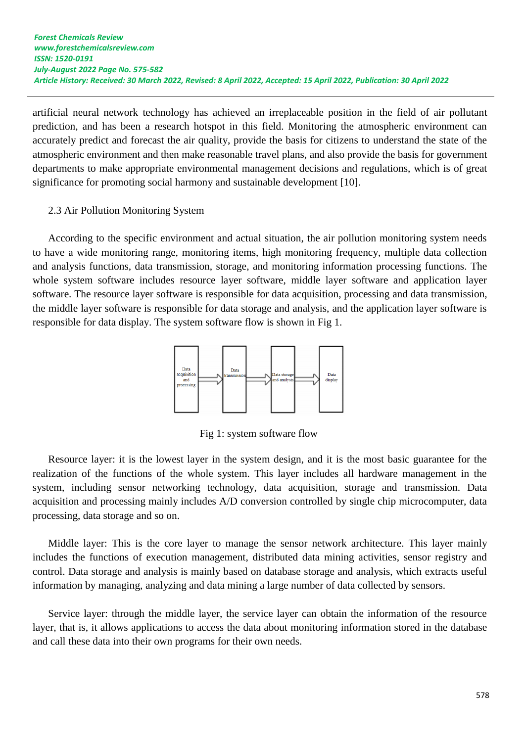artificial neural network technology has achieved an irreplaceable position in the field of air pollutant prediction, and has been a research hotspot in this field. Monitoring the atmospheric environment can accurately predict and forecast the air quality, provide the basis for citizens to understand the state of the atmospheric environment and then make reasonable travel plans, and also provide the basis for government departments to make appropriate environmental management decisions and regulations, which is of great significance for promoting social harmony and sustainable development [10].

### 2.3 Air Pollution Monitoring System

According to the specific environment and actual situation, the air pollution monitoring system needs to have a wide monitoring range, monitoring items, high monitoring frequency, multiple data collection and analysis functions, data transmission, storage, and monitoring information processing functions. The whole system software includes resource layer software, middle layer software and application layer software. The resource layer software is responsible for data acquisition, processing and data transmission, the middle layer software is responsible for data storage and analysis, and the application layer software is responsible for data display. The system software flow is shown in Fig 1.

Data acquisition and processing → Data transmission → Data storage and analysis → Data display

Fig 1: system software flow

Resource layer: it is the lowest layer in the system design, and it is the most basic guarantee for the realization of the functions of the whole system. This layer includes all hardware management in the system, including sensor networking technology, data acquisition, storage and transmission. Data acquisition and processing mainly includes A/D conversion controlled by single chip microcomputer, data processing, data storage and so on.

Middle layer: This is the core layer to manage the sensor network architecture. This layer mainly includes the functions of execution management, distributed data mining activities, sensor registry and control. Data storage and analysis is mainly based on database storage and analysis, which extracts useful information by managing, analyzing and data mining a large number of data collected by sensors.

Service layer: through the middle layer, the service layer can obtain the information of the resource layer, that is, it allows applications to access the data about monitoring information stored in the database and call these data into their own programs for their own needs.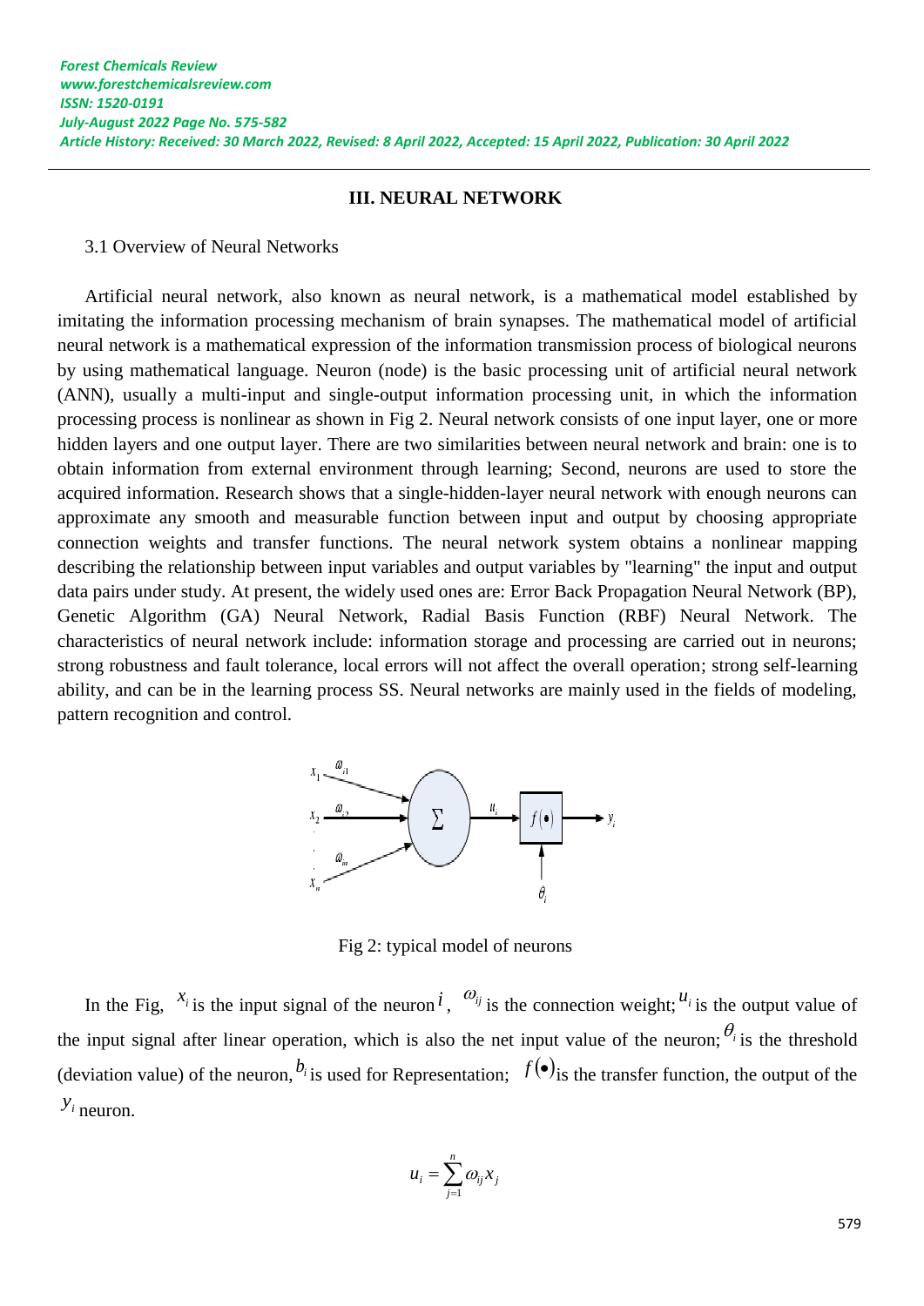## III. NEURAL NETWORK

3.1 Overview of Neural Networks

Artificial neural network, also known as neural network, is a mathematical model established by imitating the information processing mechanism of brain synapses. The mathematical model of artificial neural network is a mathematical expression of the information transmission process of biological neurons by using mathematical language. Neuron (node) is the basic processing unit of artificial neural network (ANN), usually a multi-input and single-output information processing unit, in which the information processing process is nonlinear as shown in Fig 2. Neural network consists of one input layer, one or more hidden layers and one output layer. There are two similarities between neural network and brain: one is to obtain information from external environment through learning; Second, neurons are used to store the acquired information. Research shows that a single-hidden-layer neural network with enough neurons can approximate any smooth and measurable function between input and output by choosing appropriate connection weights and transfer functions. The neural network system obtains a nonlinear mapping describing the relationship between input variables and output variables by "learning" the input and output data pairs under study. At present, the widely used ones are: Error Back Propagation Neural Network (BP), Genetic Algorithm (GA) Neural Network, Radial Basis Function (RBF) Neural Network. The characteristics of neural network include: information storage and processing are carried out in neurons; strong robustness and fault tolerance, local errors will not affect the overall operation; strong self-learning ability, and can be in the learning process SS. Neural networks are mainly used in the fields of modeling, pattern recognition and control.

Fig 2: typical model of neurons

In the Fig, $x_i$ is the input signal of the neuron $i$, $\omega_{ij}$ is the connection weight; $u_i$ is the output value of the input signal after linear operation, which is also the net input value of the neuron; $\theta_i$ is the threshold (deviation value) of the neuron, $b_i$ is used for Representation; $f(\bullet)$ is the transfer function, the output of the $y_i$ neuron.

$$u_i = \sum_{j=1}^{n} \omega_{ij} x_j$$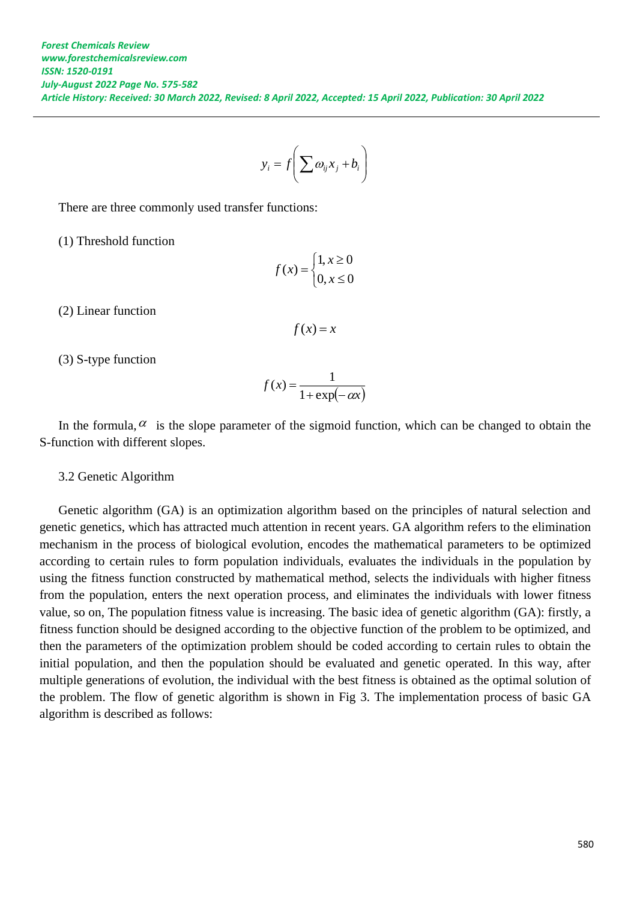$$y_i = f\left(\sum \omega_{ij} x_j + b_i\right)$$

There are three commonly used transfer functions:

(1) Threshold function

$$f(x) = \begin{cases} 1, x \geq 0 \\ 0, x \leq 0 \end{cases}$$

(2) Linear function

$$f(x) = x$$

(3) S-type function

$$f(x) = \frac{1}{1 + \exp(-\alpha x)}$$

In the formula, $\alpha$ is the slope parameter of the sigmoid function, which can be changed to obtain the S-function with different slopes.

### 3.2 Genetic Algorithm

Genetic algorithm (GA) is an optimization algorithm based on the principles of natural selection and genetic genetics, which has attracted much attention in recent years. GA algorithm refers to the elimination mechanism in the process of biological evolution, encodes the mathematical parameters to be optimized according to certain rules to form population individuals, evaluates the individuals in the population by using the fitness function constructed by mathematical method, selects the individuals with higher fitness from the population, enters the next operation process, and eliminates the individuals with lower fitness value, so on, The population fitness value is increasing. The basic idea of genetic algorithm (GA): firstly, a fitness function should be designed according to the objective function of the problem to be optimized, and then the parameters of the optimization problem should be coded according to certain rules to obtain the initial population, and then the population should be evaluated and genetic operated. In this way, after multiple generations of evolution, the individual with the best fitness is obtained as the optimal solution of the problem. The flow of genetic algorithm is shown in Fig 3. The implementation process of basic GA algorithm is described as follows: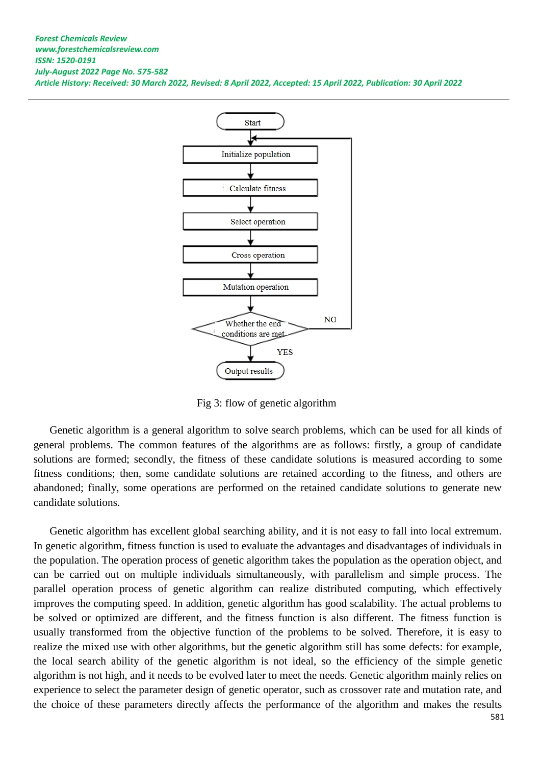Fig 3: flow of genetic algorithm

Genetic algorithm is a general algorithm to solve search problems, which can be used for all kinds of general problems. The common features of the algorithms are as follows: firstly, a group of candidate solutions are formed; secondly, the fitness of these candidate solutions is measured according to some fitness conditions; then, some candidate solutions are retained according to the fitness, and others are abandoned; finally, some operations are performed on the retained candidate solutions to generate new candidate solutions.

Genetic algorithm has excellent global searching ability, and it is not easy to fall into local extremum. In genetic algorithm, fitness function is used to evaluate the advantages and disadvantages of individuals in the population. The operation process of genetic algorithm takes the population as the operation object, and can be carried out on multiple individuals simultaneously, with parallelism and simple process. The parallel operation process of genetic algorithm can realize distributed computing, which effectively improves the computing speed. In addition, genetic algorithm has good scalability. The actual problems to be solved or optimized are different, and the fitness function is also different. The fitness function is usually transformed from the objective function of the problems to be solved. Therefore, it is easy to realize the mixed use with other algorithms, but the genetic algorithm still has some defects: for example, the local search ability of the genetic algorithm is not ideal, so the efficiency of the simple genetic algorithm is not high, and it needs to be evolved later to meet the needs. Genetic algorithm mainly relies on experience to select the parameter design of genetic operator, such as crossover rate and mutation rate, and the choice of these parameters directly affects the performance of the algorithm and makes the results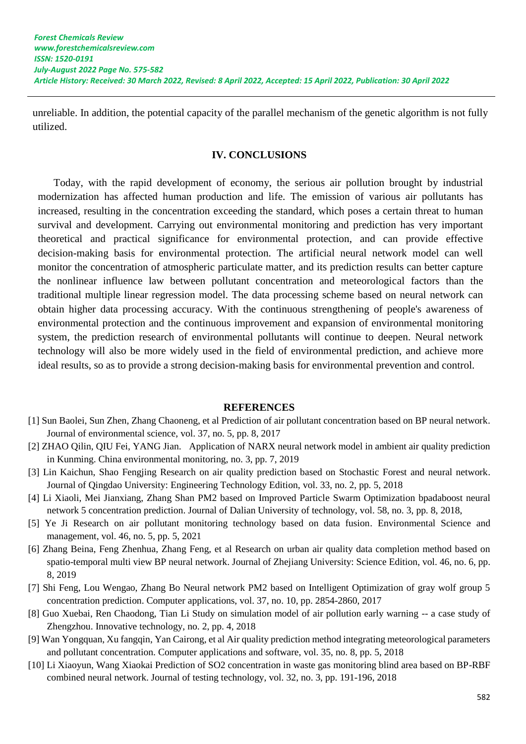unreliable. In addition, the potential capacity of the parallel mechanism of the genetic algorithm is not fully utilized.

## IV. CONCLUSIONS

Today, with the rapid development of economy, the serious air pollution brought by industrial modernization has affected human production and life. The emission of various air pollutants has increased, resulting in the concentration exceeding the standard, which poses a certain threat to human survival and development. Carrying out environmental monitoring and prediction has very important theoretical and practical significance for environmental protection, and can provide effective decision-making basis for environmental protection. The artificial neural network model can well monitor the concentration of atmospheric particulate matter, and its prediction results can better capture the nonlinear influence law between pollutant concentration and meteorological factors than the traditional multiple linear regression model. The data processing scheme based on neural network can obtain higher data processing accuracy. With the continuous strengthening of people's awareness of environmental protection and the continuous improvement and expansion of environmental monitoring system, the prediction research of environmental pollutants will continue to deepen. Neural network technology will also be more widely used in the field of environmental prediction, and achieve more ideal results, so as to provide a strong decision-making basis for environmental prevention and control.

## REFERENCES

[1] Sun Baolei, Sun Zhen, Zhang Chaoneng, et al Prediction of air pollutant concentration based on BP neural network. Journal of environmental science, vol. 37, no. 5, pp. 8, 2017

[2] ZHAO Qilin, QIU Fei, YANG Jian. Application of NARX neural network model in ambient air quality prediction in Kunming. China environmental monitoring, no. 3, pp. 7, 2019

[3] Lin Kaichun, Shao Fengjing Research on air quality prediction based on Stochastic Forest and neural network. Journal of Qingdao University: Engineering Technology Edition, vol. 33, no. 2, pp. 5, 2018

[4] Li Xiaoli, Mei Jianxiang, Zhang Shan PM2 based on Improved Particle Swarm Optimization bpadaboost neural network 5 concentration prediction. Journal of Dalian University of technology, vol. 58, no. 3, pp. 8, 2018,

[5] Ye Ji Research on air pollutant monitoring technology based on data fusion. Environmental Science and management, vol. 46, no. 5, pp. 5, 2021

[6] Zhang Beina, Feng Zhenhua, Zhang Feng, et al Research on urban air quality data completion method based on spatio-temporal multi view BP neural network. Journal of Zhejiang University: Science Edition, vol. 46, no. 6, pp. 8, 2019

[7] Shi Feng, Lou Wengao, Zhang Bo Neural network PM2 based on Intelligent Optimization of gray wolf group 5 concentration prediction. Computer applications, vol. 37, no. 10, pp. 2854-2860, 2017

[8] Guo Xuebai, Ren Chaodong, Tian Li Study on simulation model of air pollution early warning -- a case study of Zhengzhou. Innovative technology, no. 2, pp. 4, 2018

[9] Wan Yongquan, Xu fangqin, Yan Cairong, et al Air quality prediction method integrating meteorological parameters and pollutant concentration. Computer applications and software, vol. 35, no. 8, pp. 5, 2018

[10] Li Xiaoyun, Wang Xiaokai Prediction of SO2 concentration in waste gas monitoring blind area based on BP-RBF combined neural network. Journal of testing technology, vol. 32, no. 3, pp. 191-196, 2018